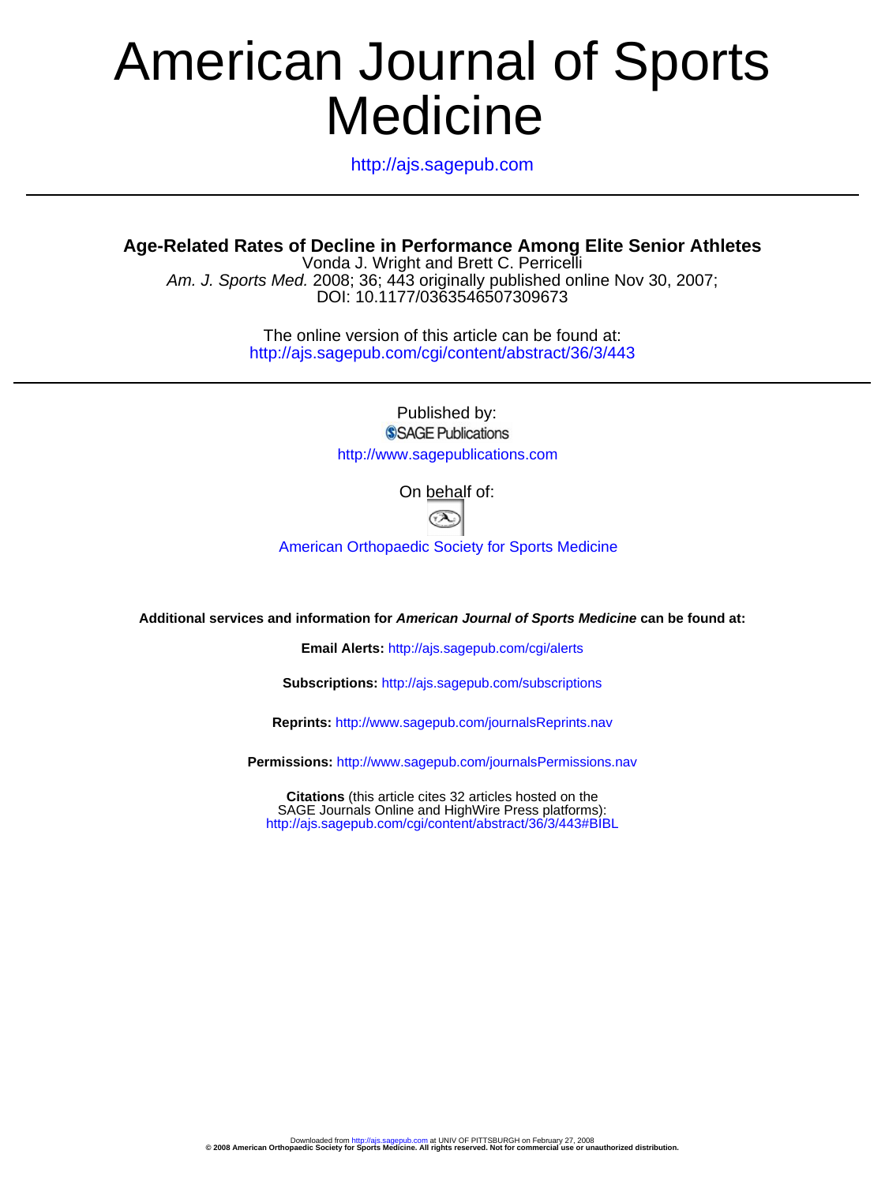# American Journal of Sports Medicine

http://ajs.sagepub.com

## Age-Related Rates of Decline in Performance Among Elite Senior Athletes

Vonda J. Wright and Brett C. Perricelli

*Am. J. Sports Med.* 2008; 36; 443 originally published online Nov 30, 2007;
DOI: 10.1177/0363546507309673

The online version of this article can be found at:
http://ajs.sagepub.com/cgi/content/abstract/36/3/443

---

Published by:
SAGE Publications
http://www.sagepublications.com

On behalf of:

American Orthopaedic Society for Sports Medicine

**Additional services and information for *American Journal of Sports Medicine* can be found at:**

**Email Alerts:** http://ajs.sagepub.com/cgi/alerts

**Subscriptions:** http://ajs.sagepub.com/subscriptions

**Reprints:** http://www.sagepub.com/journalsReprints.nav

**Permissions:** http://www.sagepub.com/journalsPermissions.nav

**Citations** (this article cites 32 articles hosted on the SAGE Journals Online and HighWire Press platforms):
http://ajs.sagepub.com/cgi/content/abstract/36/3/443#BIBL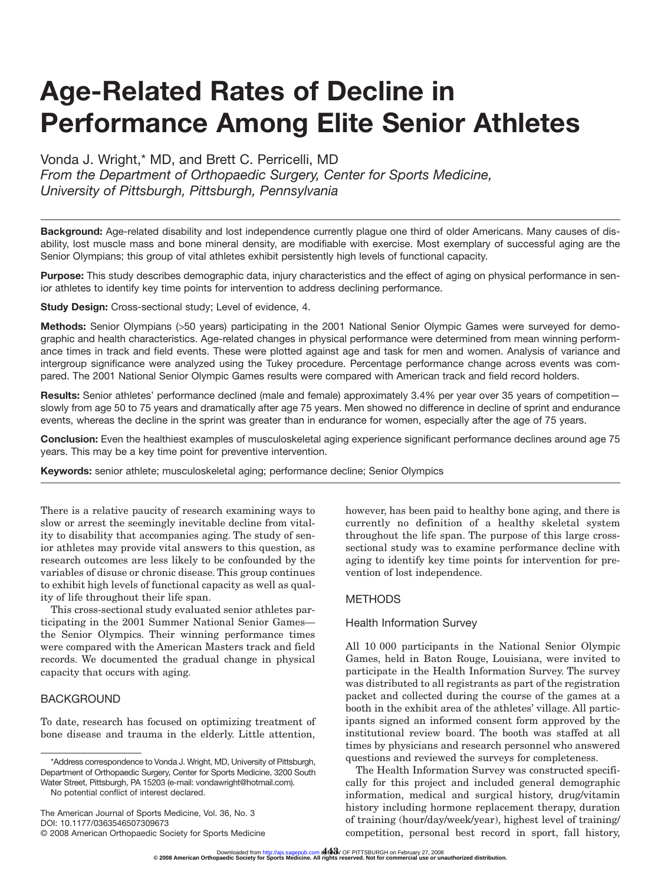# Age-Related Rates of Decline in Performance Among Elite Senior Athletes

Vonda J. Wright,* MD, and Brett C. Perricelli, MD
*From the Department of Orthopaedic Surgery, Center for Sports Medicine, University of Pittsburgh, Pittsburgh, Pennsylvania*

**Background:** Age-related disability and lost independence currently plague one third of older Americans. Many causes of disability, lost muscle mass and bone mineral density, are modifiable with exercise. Most exemplary of successful aging are the Senior Olympians; this group of vital athletes exhibit persistently high levels of functional capacity.

**Purpose:** This study describes demographic data, injury characteristics and the effect of aging on physical performance in senior athletes to identify key time points for intervention to address declining performance.

**Study Design:** Cross-sectional study; Level of evidence, 4.

**Methods:** Senior Olympians (>50 years) participating in the 2001 National Senior Olympic Games were surveyed for demographic and health characteristics. Age-related changes in physical performance were determined from mean winning performance times in track and field events. These were plotted against age and task for men and women. Analysis of variance and intergroup significance were analyzed using the Tukey procedure. Percentage performance change across events was compared. The 2001 National Senior Olympic Games results were compared with American track and field record holders.

**Results:** Senior athletes' performance declined (male and female) approximately 3.4% per year over 35 years of competition—slowly from age 50 to 75 years and dramatically after age 75 years. Men showed no difference in decline of sprint and endurance events, whereas the decline in the sprint was greater than in endurance for women, especially after the age of 75 years.

**Conclusion:** Even the healthiest examples of musculoskeletal aging experience significant performance declines around age 75 years. This may be a key time point for preventive intervention.

**Keywords:** senior athlete; musculoskeletal aging; performance decline; Senior Olympics

There is a relative paucity of research examining ways to slow or arrest the seemingly inevitable decline from vitality to disability that accompanies aging. The study of senior athletes may provide vital answers to this question, as research outcomes are less likely to be confounded by the variables of disuse or chronic disease. This group continues to exhibit high levels of functional capacity as well as quality of life throughout their life span.

This cross-sectional study evaluated senior athletes participating in the 2001 Summer National Senior Games—the Senior Olympics. Their winning performance times were compared with the American Masters track and field records. We documented the gradual change in physical capacity that occurs with aging.

## BACKGROUND

To date, research has focused on optimizing treatment of bone disease and trauma in the elderly. Little attention, however, has been paid to healthy bone aging, and there is currently no definition of a healthy skeletal system throughout the life span. The purpose of this large cross-sectional study was to examine performance decline with aging to identify key time points for intervention for prevention of lost independence.

## METHODS

### Health Information Survey

All 10 000 participants in the National Senior Olympic Games, held in Baton Rouge, Louisiana, were invited to participate in the Health Information Survey. The survey was distributed to all registrants as part of the registration packet and collected during the course of the games at a booth in the exhibit area of the athletes' village. All participants signed an informed consent form approved by the institutional review board. The booth was staffed at all times by physicians and research personnel who answered questions and reviewed the surveys for completeness.

The Health Information Survey was constructed specifically for this project and included general demographic information, medical and surgical history, drug/vitamin history including hormone replacement therapy, duration of training (hour/day/week/year), highest level of training/competition, personal best record in sport, fall history,

*Address correspondence to Vonda J. Wright, MD, University of Pittsburgh, Department of Orthopaedic Surgery, Center for Sports Medicine, 3200 South Water Street, Pittsburgh, PA 15203 (e-mail: vondawright@hotmail.com).

No potential conflict of interest declared.

The American Journal of Sports Medicine, Vol. 36, No. 3
DOI: 10.1177/0363546507309673
© 2008 American Orthopaedic Society for Sports Medicine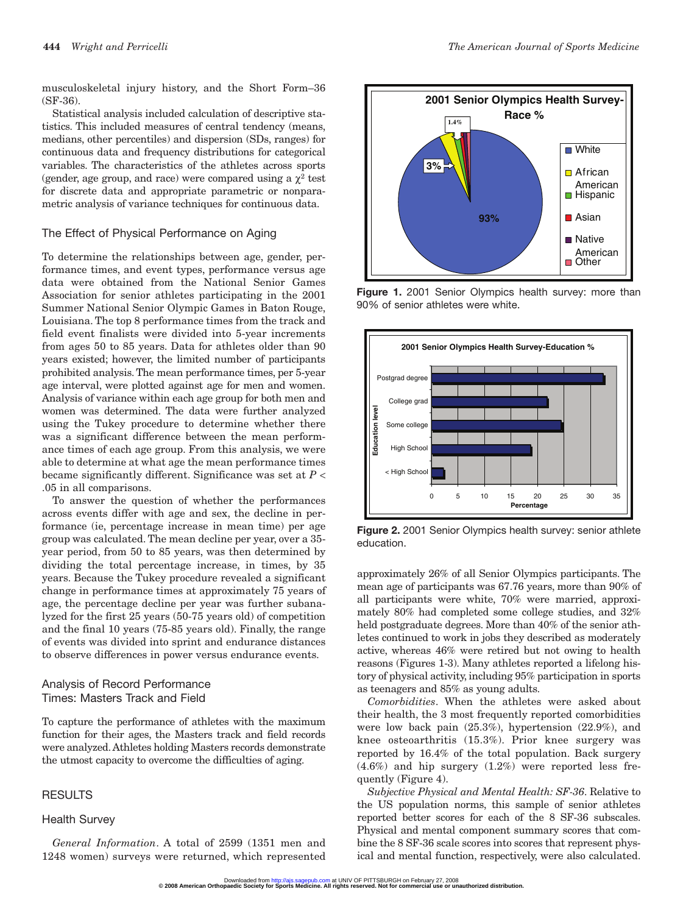musculoskeletal injury history, and the Short Form–36 (SF-36).

Statistical analysis included calculation of descriptive statistics. This included measures of central tendency (means, medians, other percentiles) and dispersion (SDs, ranges) for continuous data and frequency distributions for categorical variables. The characteristics of the athletes across sports (gender, age group, and race) were compared using a $\chi^2$ test for discrete data and appropriate parametric or nonparametric analysis of variance techniques for continuous data.

## The Effect of Physical Performance on Aging

To determine the relationships between age, gender, performance times, and event types, performance versus age data were obtained from the National Senior Games Association for senior athletes participating in the 2001 Summer National Senior Olympic Games in Baton Rouge, Louisiana. The top 8 performance times from the track and field event finalists were divided into 5-year increments from ages 50 to 85 years. Data for athletes older than 90 years existed; however, the limited number of participants prohibited analysis. The mean performance times, per 5-year age interval, were plotted against age for men and women. Analysis of variance within each age group for both men and women was determined. The data were further analyzed using the Tukey procedure to determine whether there was a significant difference between the mean performance times of each age group. From this analysis, we were able to determine at what age the mean performance times became significantly different. Significance was set at $P < .05$ in all comparisons.

To answer the question of whether the performances across events differ with age and sex, the decline in performance (ie, percentage increase in mean time) per age group was calculated. The mean decline per year, over a 35-year period, from 50 to 85 years, was then determined by dividing the total percentage increase, in times, by 35 years. Because the Tukey procedure revealed a significant change in performance times at approximately 75 years of age, the percentage decline per year was further subanalyzed for the first 25 years (50-75 years old) of competition and the final 10 years (75-85 years old). Finally, the range of events was divided into sprint and endurance distances to observe differences in power versus endurance events.

## Analysis of Record Performance Times: Masters Track and Field

To capture the performance of athletes with the maximum function for their ages, the Masters track and field records were analyzed. Athletes holding Masters records demonstrate the utmost capacity to overcome the difficulties of aging.

# RESULTS

## Health Survey

*General Information*. A total of 2599 (1351 men and 1248 women) surveys were returned, which represented approximately 26% of all Senior Olympics participants. The mean age of participants was 67.76 years, more than 90% of all participants were white, 70% were married, approximately 80% had completed some college studies, and 32% held postgraduate degrees. More than 40% of the senior athletes continued to work in jobs they described as moderately active, whereas 46% were retired but not owing to health reasons (Figures 1-3). Many athletes reported a lifelong history of physical activity, including 95% participation in sports as teenagers and 85% as young adults.

*Comorbidities*. When the athletes were asked about their health, the 3 most frequently reported comorbidities were low back pain (25.3%), hypertension (22.9%), and knee osteoarthritis (15.3%). Prior knee surgery was reported by 16.4% of the total population. Back surgery (4.6%) and hip surgery (1.2%) were reported less frequently (Figure 4).

*Subjective Physical and Mental Health: SF-36*. Relative to the US population norms, this sample of senior athletes reported better scores for each of the 8 SF-36 subscales. Physical and mental component summary scores that combine the 8 SF-36 scale scores into scores that represent physical and mental function, respectively, were also calculated.

**Figure 1.** 2001 Senior Olympics health survey: more than 90% of senior athletes were white.

**Figure 2.** 2001 Senior Olympics health survey: senior athlete education.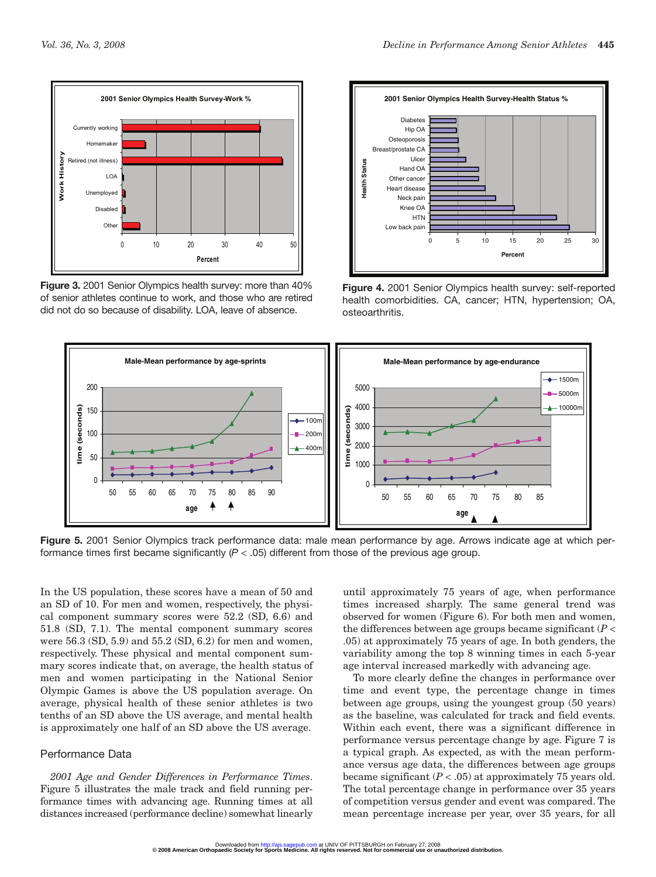Figure 3. 2001 Senior Olympics health survey: more than 40% of senior athletes continue to work, and those who are retired did not do so because of disability. LOA, leave of absence.

Figure 4. 2001 Senior Olympics health survey: self-reported health comorbidities. CA, cancer; HTN, hypertension; OA, osteoarthritis.

Figure 5. 2001 Senior Olympics track performance data: male mean performance by age. Arrows indicate age at which performance times first became significantly ($P < .05$) different from those of the previous age group.

In the US population, these scores have a mean of 50 and an SD of 10. For men and women, respectively, the physical component summary scores were 52.2 (SD, 6.6) and 51.8 (SD, 7.1). The mental component summary scores were 56.3 (SD, 5.9) and 55.2 (SD, 6.2) for men and women, respectively. These physical and mental component summary scores indicate that, on average, the health status of men and women participating in the National Senior Olympic Games is above the US population average. On average, physical health of these senior athletes is two tenths of an SD above the US average, and mental health is approximately one half of an SD above the US average.

## Performance Data

*2001 Age and Gender Differences in Performance Times.* Figure 5 illustrates the male track and field running performance times with advancing age. Running times at all distances increased (performance decline) somewhat linearly until approximately 75 years of age, when performance times increased sharply. The same general trend was observed for women (Figure 6). For both men and women, the differences between age groups became significant ($P < .05$) at approximately 75 years of age. In both genders, the variability among the top 8 winning times in each 5-year age interval increased markedly with advancing age.

To more clearly define the changes in performance over time and event type, the percentage change in times between age groups, using the youngest group (50 years) as the baseline, was calculated for track and field events. Within each event, there was a significant difference in performance versus percentage change by age. Figure 7 is a typical graph. As expected, as with the mean performance versus age data, the differences between age groups became significant ($P < .05$) at approximately 75 years old. The total percentage change in performance over 35 years of competition versus gender and event was compared. The mean percentage increase per year, over 35 years, for all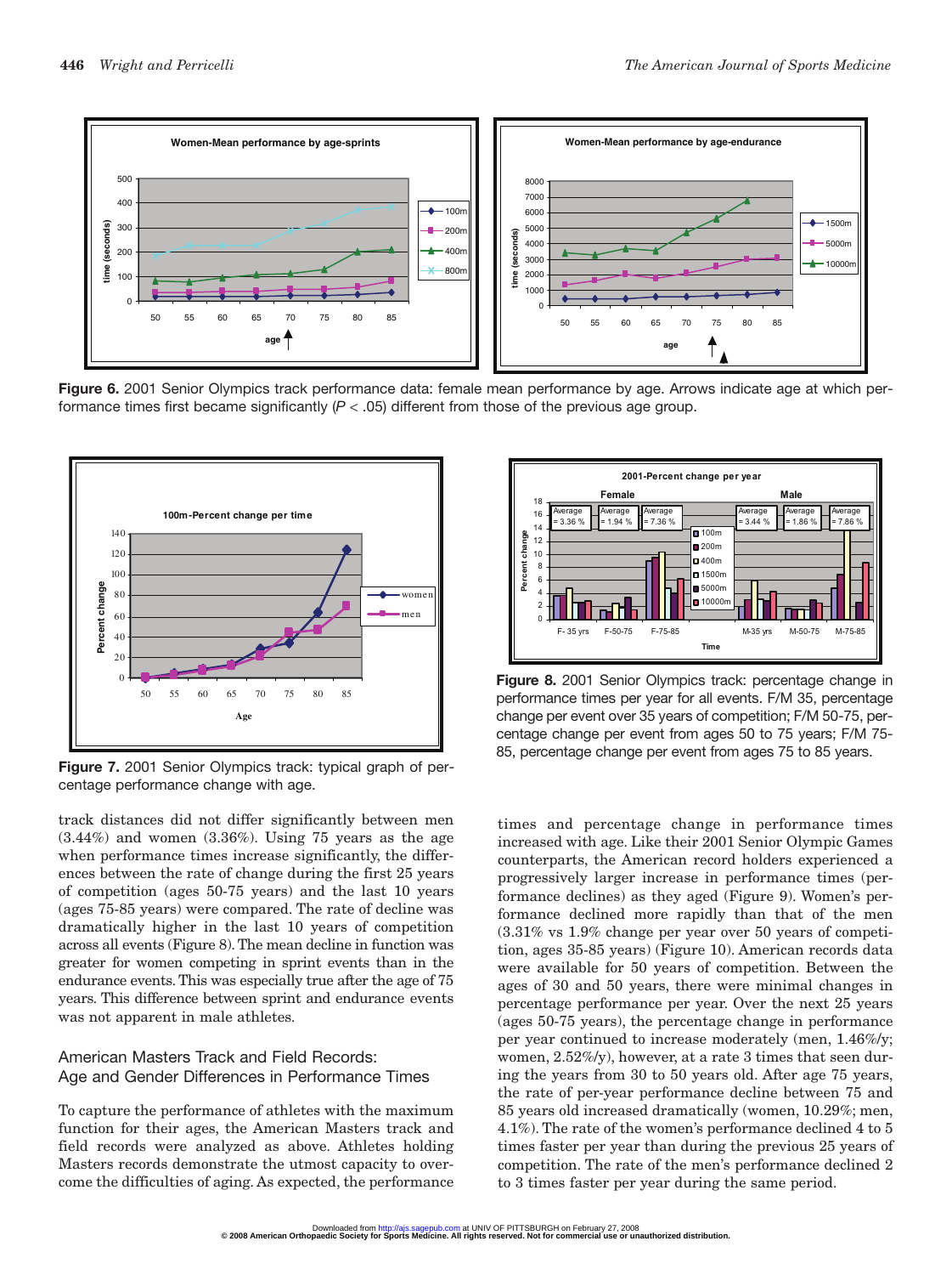**Figure 6.** 2001 Senior Olympics track performance data: female mean performance by age. Arrows indicate age at which performance times first became significantly ($P < .05$) different from those of the previous age group.

**Figure 7.** 2001 Senior Olympics track: typical graph of percentage performance change with age.

**Figure 8.** 2001 Senior Olympics track: percentage change in performance times per year for all events. F/M 35, percentage change per event over 35 years of competition; F/M 50-75, percentage change per event from ages 50 to 75 years; F/M 75-85, percentage change per event from ages 75 to 85 years.

track distances did not differ significantly between men (3.44%) and women (3.36%). Using 75 years as the age when performance times increase significantly, the differences between the rate of change during the first 25 years of competition (ages 50-75 years) and the last 10 years (ages 75-85 years) were compared. The rate of decline was dramatically higher in the last 10 years of competition across all events (Figure 8). The mean decline in function was greater for women competing in sprint events than in the endurance events. This was especially true after the age of 75 years. This difference between sprint and endurance events was not apparent in male athletes.

## American Masters Track and Field Records: Age and Gender Differences in Performance Times

To capture the performance of athletes with the maximum function for their ages, the American Masters track and field records were analyzed as above. Athletes holding Masters records demonstrate the utmost capacity to overcome the difficulties of aging. As expected, the performance times and percentage change in performance times increased with age. Like their 2001 Senior Olympic Games counterparts, the American record holders experienced a progressively larger increase in performance times (performance declines) as they aged (Figure 9). Women's performance declined more rapidly than that of the men (3.31% vs 1.9% change per year over 50 years of competition, ages 35-85 years) (Figure 10). American records data were available for 50 years of competition. Between the ages of 30 and 50 years, there were minimal changes in percentage performance per year. Over the next 25 years (ages 50-75 years), the percentage change in performance per year continued to increase moderately (men, 1.46%/y; women, 2.52%/y), however, at a rate 3 times that seen during the years from 30 to 50 years old. After age 75 years, the rate of per-year performance decline between 75 and 85 years old increased dramatically (women, 10.29%; men, 4.1%). The rate of the women's performance declined 4 to 5 times faster per year than during the previous 25 years of competition. The rate of the men's performance declined 2 to 3 times faster per year during the same period.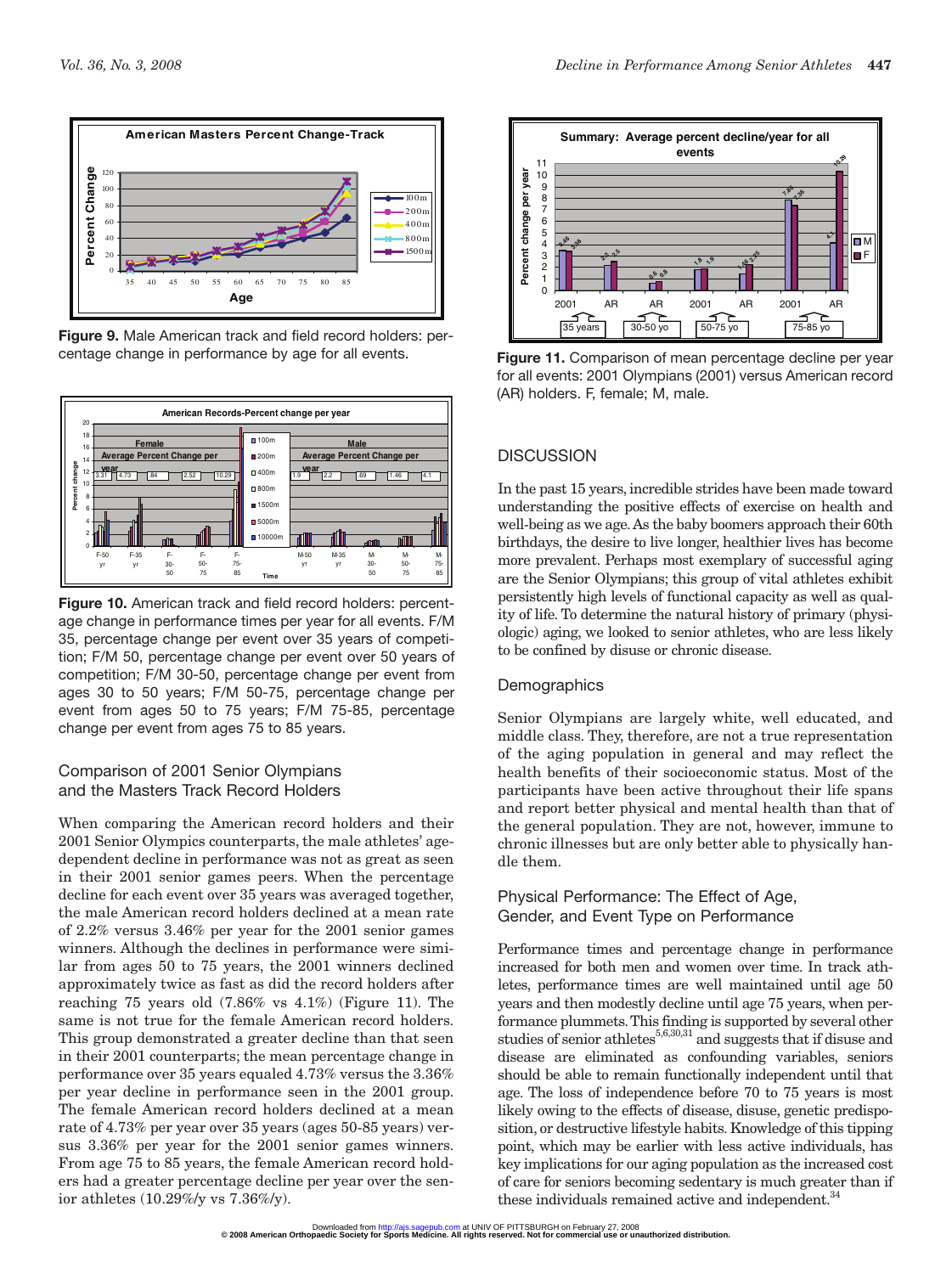Figure 9. Male American track and field record holders: percentage change in performance by age for all events.

Figure 10. American track and field record holders: percentage change in performance times per year for all events. F/M 35, percentage change per event over 35 years of competition; F/M 50, percentage change per event over 50 years of competition; F/M 30-50, percentage change per event from ages 30 to 50 years; F/M 50-75, percentage change per event from ages 50 to 75 years; F/M 75-85, percentage change per event from ages 75 to 85 years.

### Comparison of 2001 Senior Olympians and the Masters Track Record Holders

When comparing the American record holders and their 2001 Senior Olympics counterparts, the male athletes' age-dependent decline in performance was not as great as seen in their 2001 senior games peers. When the percentage decline for each event over 35 years was averaged together, the male American record holders declined at a mean rate of 2.2% versus 3.46% per year for the 2001 senior games winners. Although the declines in performance were similar from ages 50 to 75 years, the 2001 winners declined approximately twice as fast as did the record holders after reaching 75 years old (7.86% vs 4.1%) (Figure 11). The same is not true for the female American record holders. This group demonstrated a greater decline than that seen in their 2001 counterparts; the mean percentage change in performance over 35 years equaled 4.73% versus the 3.36% per year decline in performance seen in the 2001 group. The female American record holders declined at a mean rate of 4.73% per year over 35 years (ages 50-85 years) versus 3.36% per year for the 2001 senior games winners. From age 75 to 85 years, the female American record holders had a greater percentage decline per year over the senior athletes (10.29%/y vs 7.36%/y).

Figure 11. Comparison of mean percentage decline per year for all events: 2001 Olympians (2001) versus American record (AR) holders. F, female; M, male.

## DISCUSSION

In the past 15 years, incredible strides have been made toward understanding the positive effects of exercise on health and well-being as we age. As the baby boomers approach their 60th birthdays, the desire to live longer, healthier lives has become more prevalent. Perhaps most exemplary of successful aging are the Senior Olympians; this group of vital athletes exhibit persistently high levels of functional capacity as well as quality of life. To determine the natural history of primary (physiologic) aging, we looked to senior athletes, who are less likely to be confined by disuse or chronic disease.

### Demographics

Senior Olympians are largely white, well educated, and middle class. They, therefore, are not a true representation of the aging population in general and may reflect the health benefits of their socioeconomic status. Most of the participants have been active throughout their life spans and report better physical and mental health than that of the general population. They are not, however, immune to chronic illnesses but are only better able to physically handle them.

### Physical Performance: The Effect of Age, Gender, and Event Type on Performance

Performance times and percentage change in performance increased for both men and women over time. In track athletes, performance times are well maintained until age 50 years and then modestly decline until age 75 years, when performance plummets. This finding is supported by several other studies of senior athletes[5,6,30,31] and suggests that if disuse and disease are eliminated as confounding variables, seniors should be able to remain functionally independent until that age. The loss of independence before 70 to 75 years is most likely owing to the effects of disease, disuse, genetic predisposition, or destructive lifestyle habits. Knowledge of this tipping point, which may be earlier with less active individuals, has key implications for our aging population as the increased cost of care for seniors becoming sedentary is much greater than if these individuals remained active and independent.[34]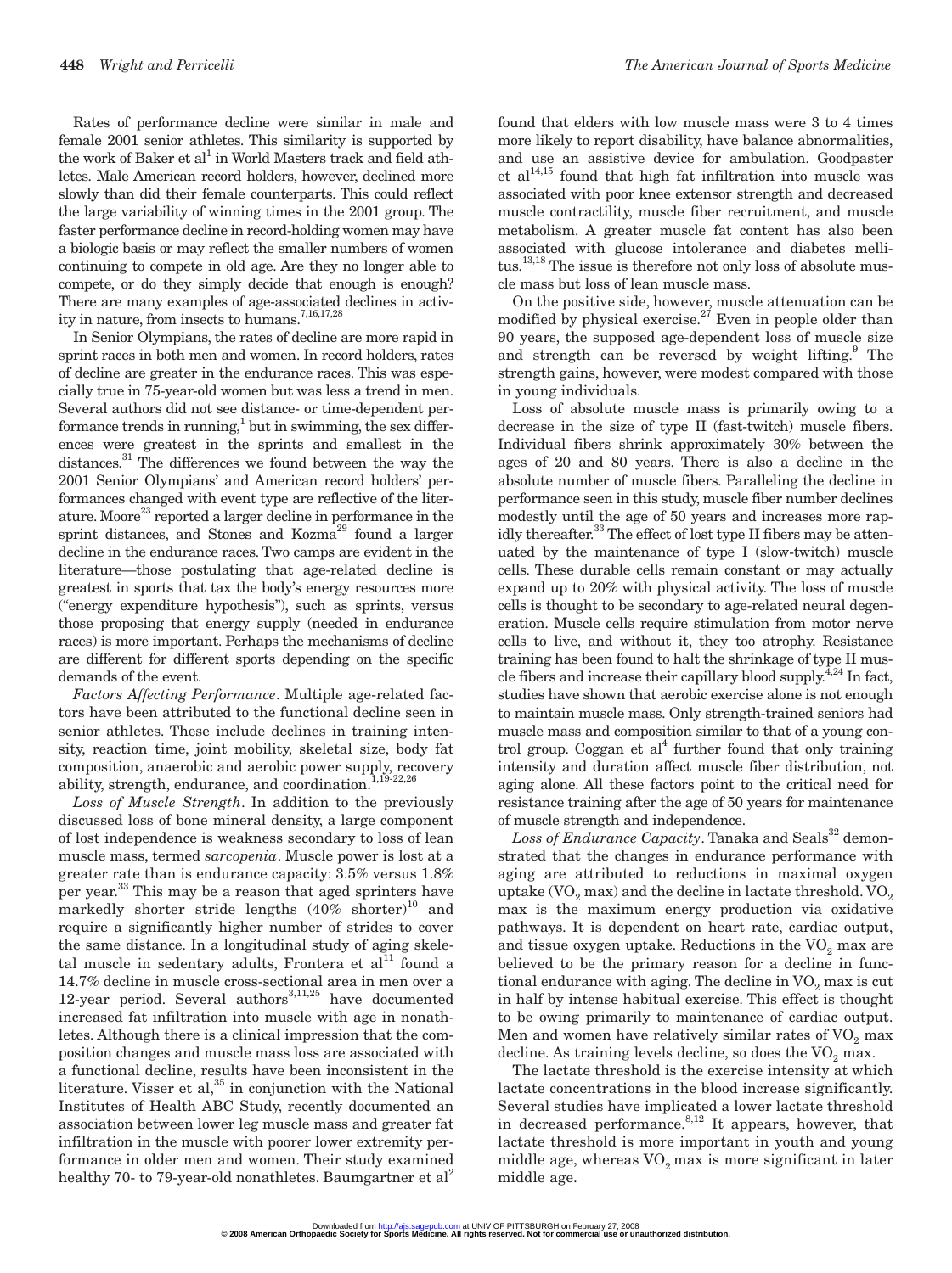Rates of performance decline were similar in male and female 2001 senior athletes. This similarity is supported by the work of Baker et al[1] in World Masters track and field athletes. Male American record holders, however, declined more slowly than did their female counterparts. This could reflect the large variability of winning times in the 2001 group. The faster performance decline in record-holding women may have a biologic basis or may reflect the smaller numbers of women continuing to compete in old age. Are they no longer able to compete, or do they simply decide that enough is enough? There are many examples of age-associated declines in activity in nature, from insects to humans.[7,16,17,28]

In Senior Olympians, the rates of decline are more rapid in sprint races in both men and women. In record holders, rates of decline are greater in the endurance races. This was especially true in 75-year-old women but was less a trend in men. Several authors did not see distance- or time-dependent performance trends in running,[1] but in swimming, the sex differences were greatest in the sprints and smallest in the distances.[31] The differences we found between the way the 2001 Senior Olympians' and American record holders' performances changed with event type are reflective of the literature. Moore[23] reported a larger decline in performance in the sprint distances, and Stones and Kozma[29] found a larger decline in the endurance races. Two camps are evident in the literature—those postulating that age-related decline is greatest in sports that tax the body's energy resources more ("energy expenditure hypothesis"), such as sprints, versus those proposing that energy supply (needed in endurance races) is more important. Perhaps the mechanisms of decline are different for different sports depending on the specific demands of the event.

*Factors Affecting Performance*. Multiple age-related factors have been attributed to the functional decline seen in senior athletes. These include declines in training intensity, reaction time, joint mobility, skeletal size, body fat composition, anaerobic and aerobic power supply, recovery ability, strength, endurance, and coordination.[1,19-22,26]

*Loss of Muscle Strength*. In addition to the previously discussed loss of bone mineral density, a large component of lost independence is weakness secondary to loss of lean muscle mass, termed *sarcopenia*. Muscle power is lost at a greater rate than is endurance capacity: 3.5% versus 1.8% per year.[33] This may be a reason that aged sprinters have markedly shorter stride lengths (40% shorter)[10] and require a significantly higher number of strides to cover the same distance. In a longitudinal study of aging skeletal muscle in sedentary adults, Frontera et al[11] found a 14.7% decline in muscle cross-sectional area in men over a 12-year period. Several authors[3,11,25] have documented increased fat infiltration into muscle with age in nonathletes. Although there is a clinical impression that the composition changes and muscle mass loss are associated with a functional decline, results have been inconsistent in the literature. Visser et al,[35] in conjunction with the National Institutes of Health ABC Study, recently documented an association between lower leg muscle mass and greater fat infiltration in the muscle with poorer lower extremity performance in older men and women. Their study examined healthy 70- to 79-year-old nonathletes. Baumgartner et al[2] found that elders with low muscle mass were 3 to 4 times more likely to report disability, have balance abnormalities, and use an assistive device for ambulation. Goodpaster et al[14,15] found that high fat infiltration into muscle was associated with poor knee extensor strength and decreased muscle contractility, muscle fiber recruitment, and muscle metabolism. A greater muscle fat content has also been associated with glucose intolerance and diabetes mellitus.[13,18] The issue is therefore not only loss of absolute muscle mass but loss of lean muscle mass.

On the positive side, however, muscle attenuation can be modified by physical exercise.[27] Even in people older than 90 years, the supposed age-dependent loss of muscle size and strength can be reversed by weight lifting.[9] The strength gains, however, were modest compared with those in young individuals.

Loss of absolute muscle mass is primarily owing to a decrease in the size of type II (fast-twitch) muscle fibers. Individual fibers shrink approximately 30% between the ages of 20 and 80 years. There is also a decline in the absolute number of muscle fibers. Paralleling the decline in performance seen in this study, muscle fiber number declines modestly until the age of 50 years and increases more rapidly thereafter.[33] The effect of lost type II fibers may be attenuated by the maintenance of type I (slow-twitch) muscle cells. These durable cells remain constant or may actually expand up to 20% with physical activity. The loss of muscle cells is thought to be secondary to age-related neural degeneration. Muscle cells require stimulation from motor nerve cells to live, and without it, they too atrophy. Resistance training has been found to halt the shrinkage of type II muscle fibers and increase their capillary blood supply.[4,24] In fact, studies have shown that aerobic exercise alone is not enough to maintain muscle mass. Only strength-trained seniors had muscle mass and composition similar to that of a young control group. Coggan et al[4] further found that only training intensity and duration affect muscle fiber distribution, not aging alone. All these factors point to the critical need for resistance training after the age of 50 years for maintenance of muscle strength and independence.

*Loss of Endurance Capacity*. Tanaka and Seals[32] demonstrated that the changes in endurance performance with aging are attributed to reductions in maximal oxygen uptake ($VO_2$ max) and the decline in lactate threshold. $VO_2$ max is the maximum energy production via oxidative pathways. It is dependent on heart rate, cardiac output, and tissue oxygen uptake. Reductions in the $VO_2$ max are believed to be the primary reason for a decline in functional endurance with aging. The decline in $VO_2$ max is cut in half by intense habitual exercise. This effect is thought to be owing primarily to maintenance of cardiac output. Men and women have relatively similar rates of $VO_2$ max decline. As training levels decline, so does the $VO_2$ max.

The lactate threshold is the exercise intensity at which lactate concentrations in the blood increase significantly. Several studies have implicated a lower lactate threshold in decreased performance.[8,12] It appears, however, that lactate threshold is more important in youth and young middle age, whereas $VO_2$ max is more significant in later middle age.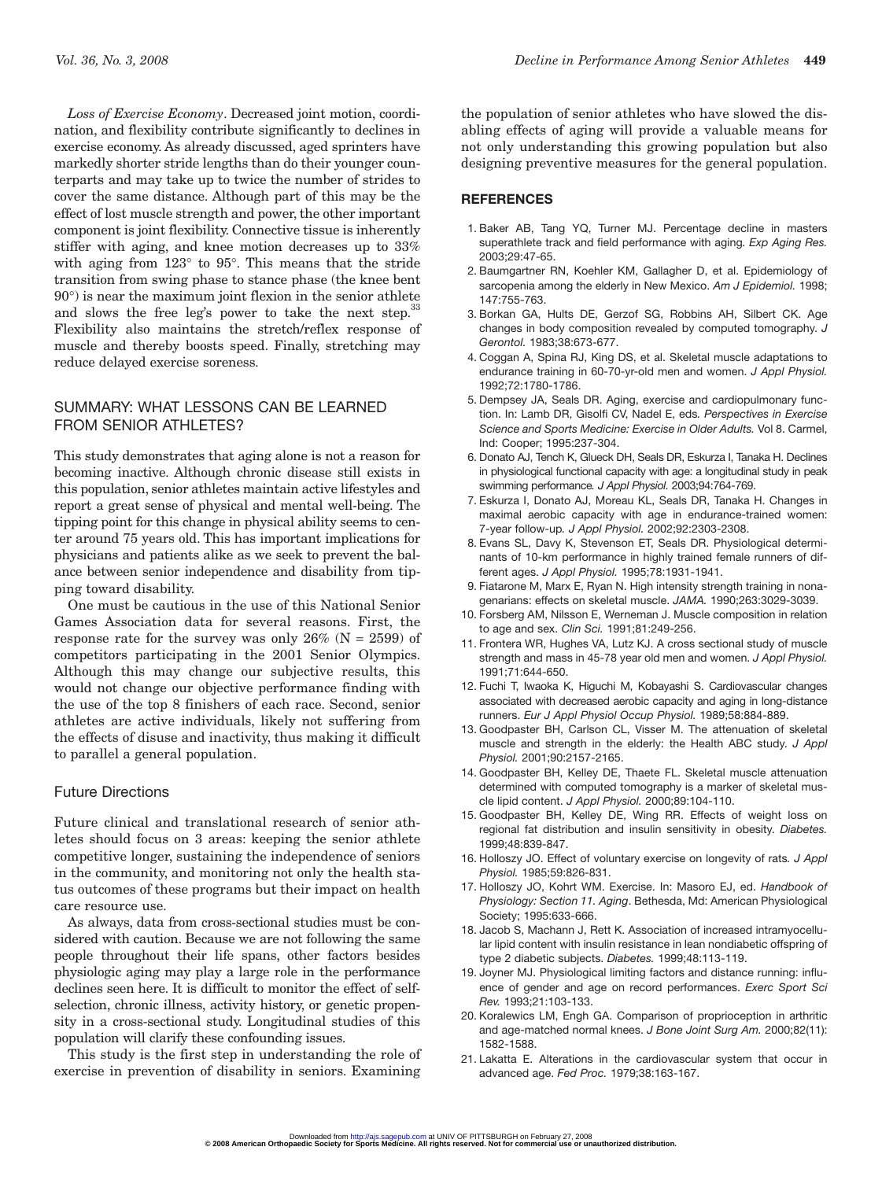*Loss of Exercise Economy*. Decreased joint motion, coordination, and flexibility contribute significantly to declines in exercise economy. As already discussed, aged sprinters have markedly shorter stride lengths than do their younger counterparts and may take up to twice the number of strides to cover the same distance. Although part of this may be the effect of lost muscle strength and power, the other important component is joint flexibility. Connective tissue is inherently stiffer with aging, and knee motion decreases up to 33% with aging from 123° to 95°. This means that the stride transition from swing phase to stance phase (the knee bent 90°) is near the maximum joint flexion in the senior athlete and slows the free leg's power to take the next step.[33] Flexibility also maintains the stretch/reflex response of muscle and thereby boosts speed. Finally, stretching may reduce delayed exercise soreness.

## SUMMARY: WHAT LESSONS CAN BE LEARNED FROM SENIOR ATHLETES?

This study demonstrates that aging alone is not a reason for becoming inactive. Although chronic disease still exists in this population, senior athletes maintain active lifestyles and report a great sense of physical and mental well-being. The tipping point for this change in physical ability seems to center around 75 years old. This has important implications for physicians and patients alike as we seek to prevent the balance between senior independence and disability from tipping toward disability.

One must be cautious in the use of this National Senior Games Association data for several reasons. First, the response rate for the survey was only 26% (N = 2599) of competitors participating in the 2001 Senior Olympics. Although this may change our subjective results, this would not change our objective performance finding with the use of the top 8 finishers of each race. Second, senior athletes are active individuals, likely not suffering from the effects of disuse and inactivity, thus making it difficult to parallel a general population.

### Future Directions

Future clinical and translational research of senior athletes should focus on 3 areas: keeping the senior athlete competitive longer, sustaining the independence of seniors in the community, and monitoring not only the health status outcomes of these programs but their impact on health care resource use.

As always, data from cross-sectional studies must be considered with caution. Because we are not following the same people throughout their life spans, other factors besides physiologic aging may play a large role in the performance declines seen here. It is difficult to monitor the effect of self-selection, chronic illness, activity history, or genetic propensity in a cross-sectional study. Longitudinal studies of this population will clarify these confounding issues.

This study is the first step in understanding the role of exercise in prevention of disability in seniors. Examining the population of senior athletes who have slowed the disabling effects of aging will provide a valuable means for not only understanding this growing population but also designing preventive measures for the general population.

## REFERENCES

1. Baker AB, Tang YQ, Turner MJ. Percentage decline in masters superathlete track and field performance with aging. *Exp Aging Res.* 2003;29:47-65.
2. Baumgartner RN, Koehler KM, Gallagher D, et al. Epidemiology of sarcopenia among the elderly in New Mexico. *Am J Epidemiol.* 1998; 147:755-763.
3. Borkan GA, Hults DE, Gerzof SG, Robbins AH, Silbert CK. Age changes in body composition revealed by computed tomography. *J Gerontol.* 1983;38:673-677.
4. Coggan A, Spina RJ, King DS, et al. Skeletal muscle adaptations to endurance training in 60-70-yr-old men and women. *J Appl Physiol.* 1992;72:1780-1786.
5. Dempsey JA, Seals DR. Aging, exercise and cardiopulmonary function. In: Lamb DR, Gisolfi CV, Nadel E, eds. *Perspectives in Exercise Science and Sports Medicine: Exercise in Older Adults.* Vol 8. Carmel, Ind: Cooper; 1995:237-304.
6. Donato AJ, Tench K, Glueck DH, Seals DR, Eskurza I, Tanaka H. Declines in physiological functional capacity with age: a longitudinal study in peak swimming performance. *J Appl Physiol.* 2003;94:764-769.
7. Eskurza I, Donato AJ, Moreau KL, Seals DR, Tanaka H. Changes in maximal aerobic capacity with age in endurance-trained women: 7-year follow-up. *J Appl Physiol.* 2002;92:2303-2308.
8. Evans SL, Davy K, Stevenson ET, Seals DR. Physiological determinants of 10-km performance in highly trained female runners of different ages. *J Appl Physiol.* 1995;78:1931-1941.
9. Fiatarone M, Marx E, Ryan N. High intensity strength training in nonagenarians: effects on skeletal muscle. *JAMA.* 1990;263:3029-3039.
10. Forsberg AM, Nilsson E, Werneman J. Muscle composition in relation to age and sex. *Clin Sci.* 1991;81:249-256.
11. Frontera WR, Hughes VA, Lutz KJ. A cross sectional study of muscle strength and mass in 45-78 year old men and women. *J Appl Physiol.* 1991;71:644-650.
12. Fuchi T, Iwaoka K, Higuchi M, Kobayashi S. Cardiovascular changes associated with decreased aerobic capacity and aging in long-distance runners. *Eur J Appl Physiol Occup Physiol.* 1989;58:884-889.
13. Goodpaster BH, Carlson CL, Visser M. The attenuation of skeletal muscle and strength in the elderly: the Health ABC study. *J Appl Physiol.* 2001;90:2157-2165.
14. Goodpaster BH, Kelley DE, Thaete FL. Skeletal muscle attenuation determined with computed tomography is a marker of skeletal muscle lipid content. *J Appl Physiol.* 2000;89:104-110.
15. Goodpaster BH, Kelley DE, Wing RR. Effects of weight loss on regional fat distribution and insulin sensitivity in obesity. *Diabetes.* 1999;48:839-847.
16. Holloszy JO. Effect of voluntary exercise on longevity of rats. *J Appl Physiol.* 1985;59:826-831.
17. Holloszy JO, Kohrt WM. Exercise. In: Masoro EJ, ed. *Handbook of Physiology: Section 11. Aging*. Bethesda, Md: American Physiological Society; 1995:633-666.
18. Jacob S, Machann J, Rett K. Association of increased intramyocellular lipid content with insulin resistance in lean nondiabetic offspring of type 2 diabetic subjects. *Diabetes.* 1999;48:113-119.
19. Joyner MJ. Physiological limiting factors and distance running: influence of gender and age on record performances. *Exerc Sport Sci Rev.* 1993;21:103-133.
20. Koralewics LM, Engh GA. Comparison of proprioception in arthritic and age-matched normal knees. *J Bone Joint Surg Am.* 2000;82(11): 1582-1588.
21. Lakatta E. Alterations in the cardiovascular system that occur in advanced age. *Fed Proc.* 1979;38:163-167.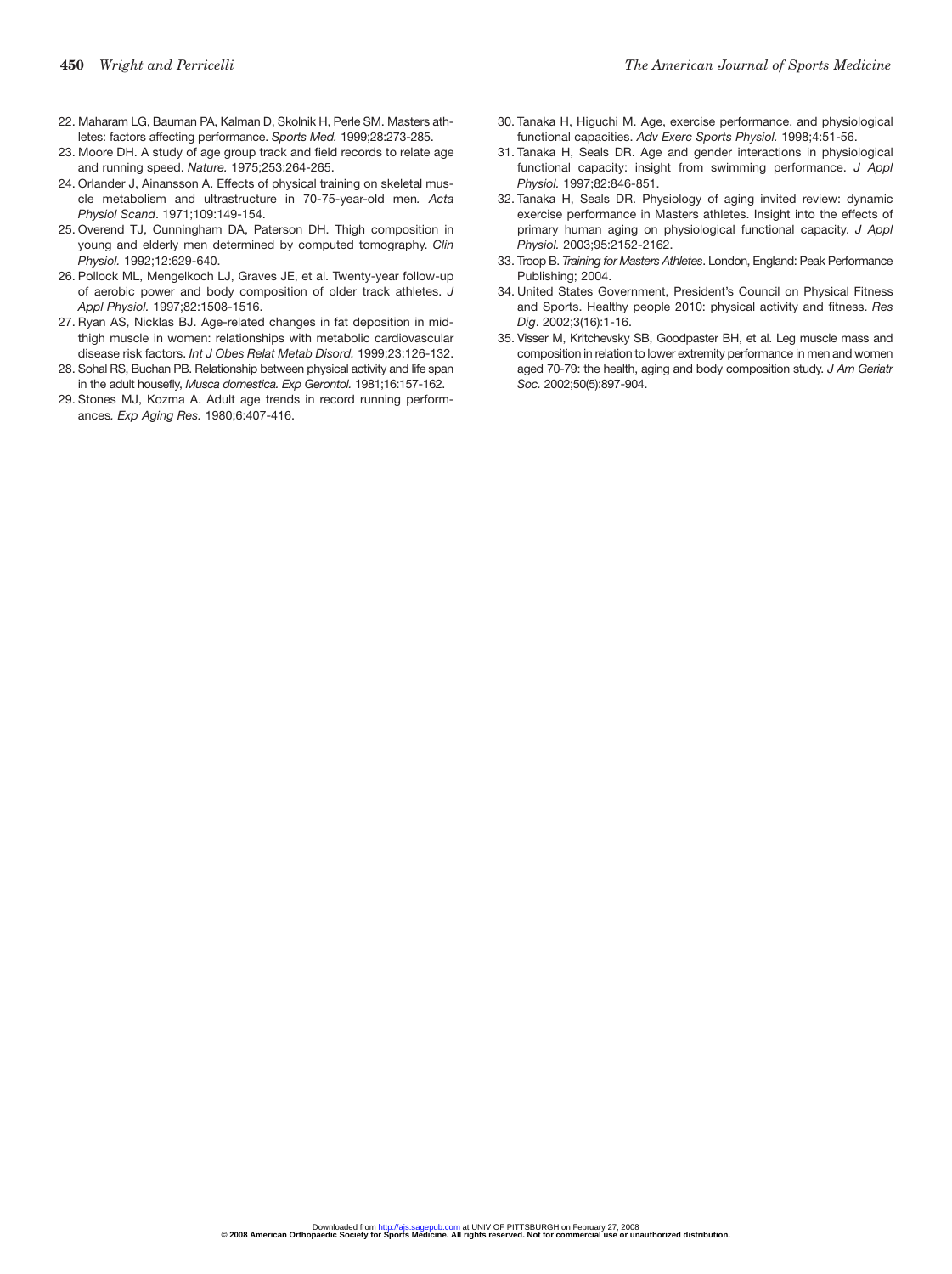22. Maharam LG, Bauman PA, Kalman D, Skolnik H, Perle SM. Masters athletes: factors affecting performance. *Sports Med.* 1999;28:273-285.
23. Moore DH. A study of age group track and field records to relate age and running speed. *Nature.* 1975;253:264-265.
24. Orlander J, Ainansson A. Effects of physical training on skeletal muscle metabolism and ultrastructure in 70-75-year-old men. *Acta Physiol Scand*. 1971;109:149-154.
25. Overend TJ, Cunningham DA, Paterson DH. Thigh composition in young and elderly men determined by computed tomography. *Clin Physiol.* 1992;12:629-640.
26. Pollock ML, Mengelkoch LJ, Graves JE, et al. Twenty-year follow-up of aerobic power and body composition of older track athletes. *J Appl Physiol.* 1997;82:1508-1516.
27. Ryan AS, Nicklas BJ. Age-related changes in fat deposition in mid-thigh muscle in women: relationships with metabolic cardiovascular disease risk factors. *Int J Obes Relat Metab Disord.* 1999;23:126-132.
28. Sohal RS, Buchan PB. Relationship between physical activity and life span in the adult housefly, *Musca domestica. Exp Gerontol.* 1981;16:157-162.
29. Stones MJ, Kozma A. Adult age trends in record running performances. *Exp Aging Res.* 1980;6:407-416.
30. Tanaka H, Higuchi M. Age, exercise performance, and physiological functional capacities. *Adv Exerc Sports Physiol.* 1998;4:51-56.
31. Tanaka H, Seals DR. Age and gender interactions in physiological functional capacity: insight from swimming performance. *J Appl Physiol.* 1997;82:846-851.
32. Tanaka H, Seals DR. Physiology of aging invited review: dynamic exercise performance in Masters athletes. Insight into the effects of primary human aging on physiological functional capacity. *J Appl Physiol.* 2003;95:2152-2162.
33. Troop B. *Training for Masters Athletes*. London, England: Peak Performance Publishing; 2004.
34. United States Government, President's Council on Physical Fitness and Sports. Healthy people 2010: physical activity and fitness. *Res Dig*. 2002;3(16):1-16.
35. Visser M, Kritchevsky SB, Goodpaster BH, et al. Leg muscle mass and composition in relation to lower extremity performance in men and women aged 70-79: the health, aging and body composition study. *J Am Geriatr Soc.* 2002;50(5):897-904.